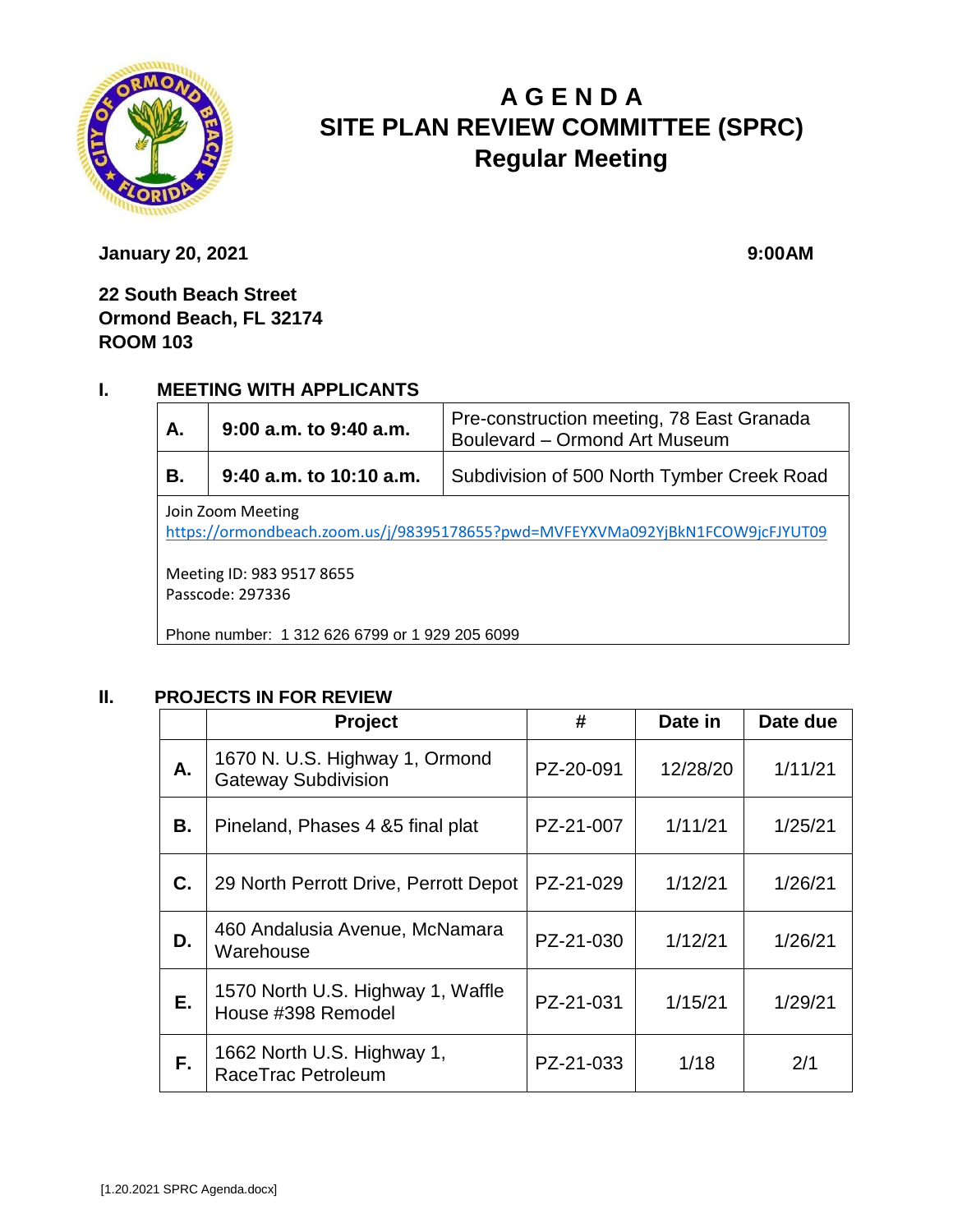# A G E N D A
# SITE PLAN REVIEW COMMITTEE (SPRC)
## Regular Meeting

**January 20, 2021** **9:00AM**

**22 South Beach Street**
**Ormond Beach, FL 32174**
**ROOM 103**

## I. MEETING WITH APPLICANTS

| | | |
|---|---|---|
| **A.** | **9:00 a.m. to 9:40 a.m.** | Pre-construction meeting, 78 East Granada Boulevard – Ormond Art Museum |
| **B.** | **9:40 a.m. to 10:10 a.m.** | Subdivision of 500 North Tymber Creek Road |

Join Zoom Meeting
https://ormondbeach.zoom.us/j/98395178655?pwd=MVFEYXVMa092YjBkN1FCOW9jcFJYUT09

Meeting ID: 983 9517 8655
Passcode: 297336

Phone number: 1 312 626 6799 or 1 929 205 6099

## II. PROJECTS IN FOR REVIEW

| | Project | # | Date in | Date due |
|---|---|---|---|---|
| **A.** | 1670 N. U.S. Highway 1, Ormond Gateway Subdivision | PZ-20-091 | 12/28/20 | 1/11/21 |
| **B.** | Pineland, Phases 4 &5 final plat | PZ-21-007 | 1/11/21 | 1/25/21 |
| **C.** | 29 North Perrott Drive, Perrott Depot | PZ-21-029 | 1/12/21 | 1/26/21 |
| **D.** | 460 Andalusia Avenue, McNamara Warehouse | PZ-21-030 | 1/12/21 | 1/26/21 |
| **E.** | 1570 North U.S. Highway 1, Waffle House #398 Remodel | PZ-21-031 | 1/15/21 | 1/29/21 |
| **F.** | 1662 North U.S. Highway 1, RaceTrac Petroleum | PZ-21-033 | 1/18 | 2/1 |

[1.20.2021 SPRC Agenda.docx]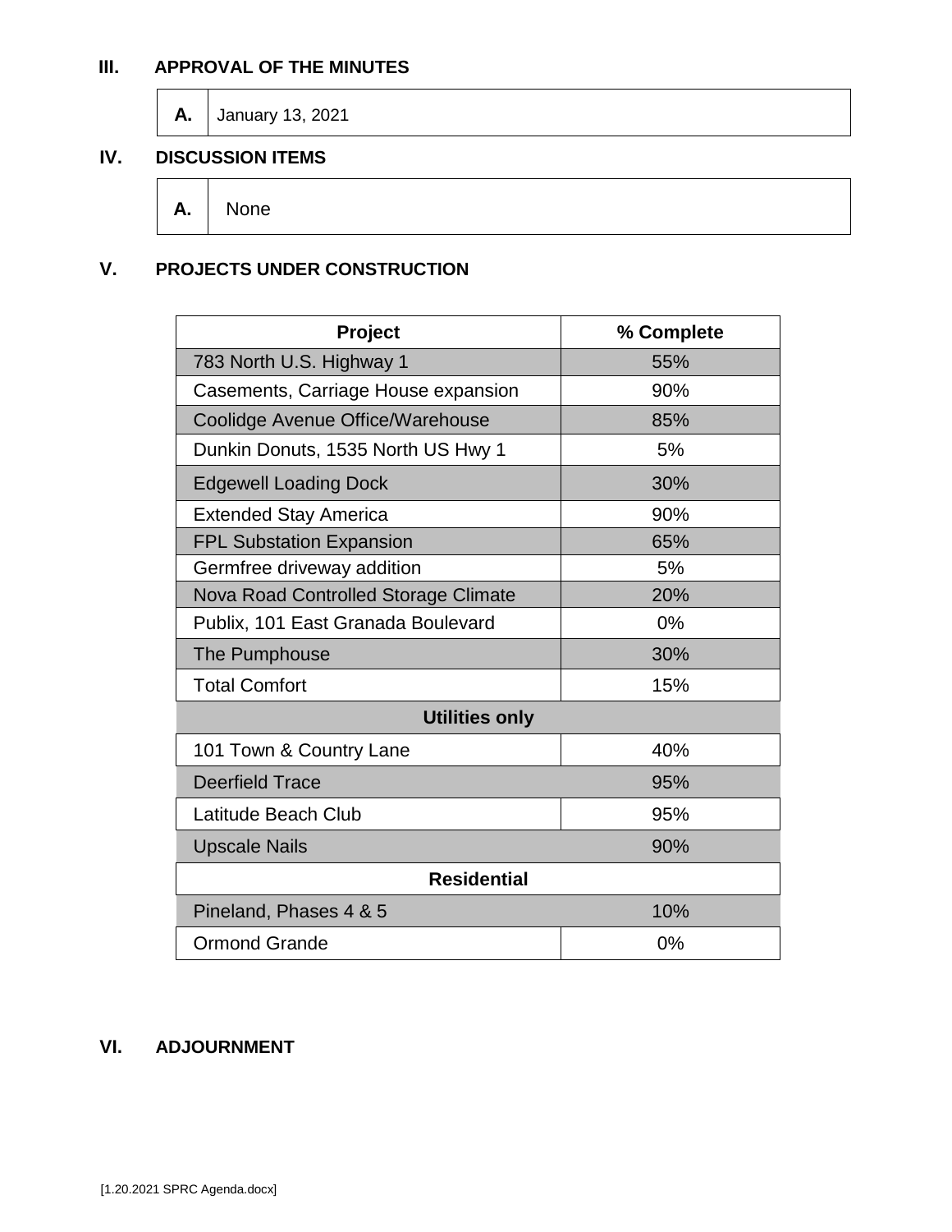## III. APPROVAL OF THE MINUTES

| | |
|---|---|
| **A.** | January 13, 2021 |

## IV. DISCUSSION ITEMS

| | |
|---|---|
| **A.** | None |

## V. PROJECTS UNDER CONSTRUCTION

| Project | % Complete |
|---|---|
| 783 North U.S. Highway 1 | 55% |
| Casements, Carriage House expansion | 90% |
| Coolidge Avenue Office/Warehouse | 85% |
| Dunkin Donuts, 1535 North US Hwy 1 | 5% |
| Edgewell Loading Dock | 30% |
| Extended Stay America | 90% |
| FPL Substation Expansion | 65% |
| Germfree driveway addition | 5% |
| Nova Road Controlled Storage Climate | 20% |
| Publix, 101 East Granada Boulevard | 0% |
| The Pumphouse | 30% |
| Total Comfort | 15% |
| **Utilities only** | |
| 101 Town & Country Lane | 40% |
| Deerfield Trace | 95% |
| Latitude Beach Club | 95% |
| Upscale Nails | 90% |
| **Residential** | |
| Pineland, Phases 4 & 5 | 10% |
| Ormond Grande | 0% |

## VI. ADJOURNMENT

[1.20.2021 SPRC Agenda.docx]